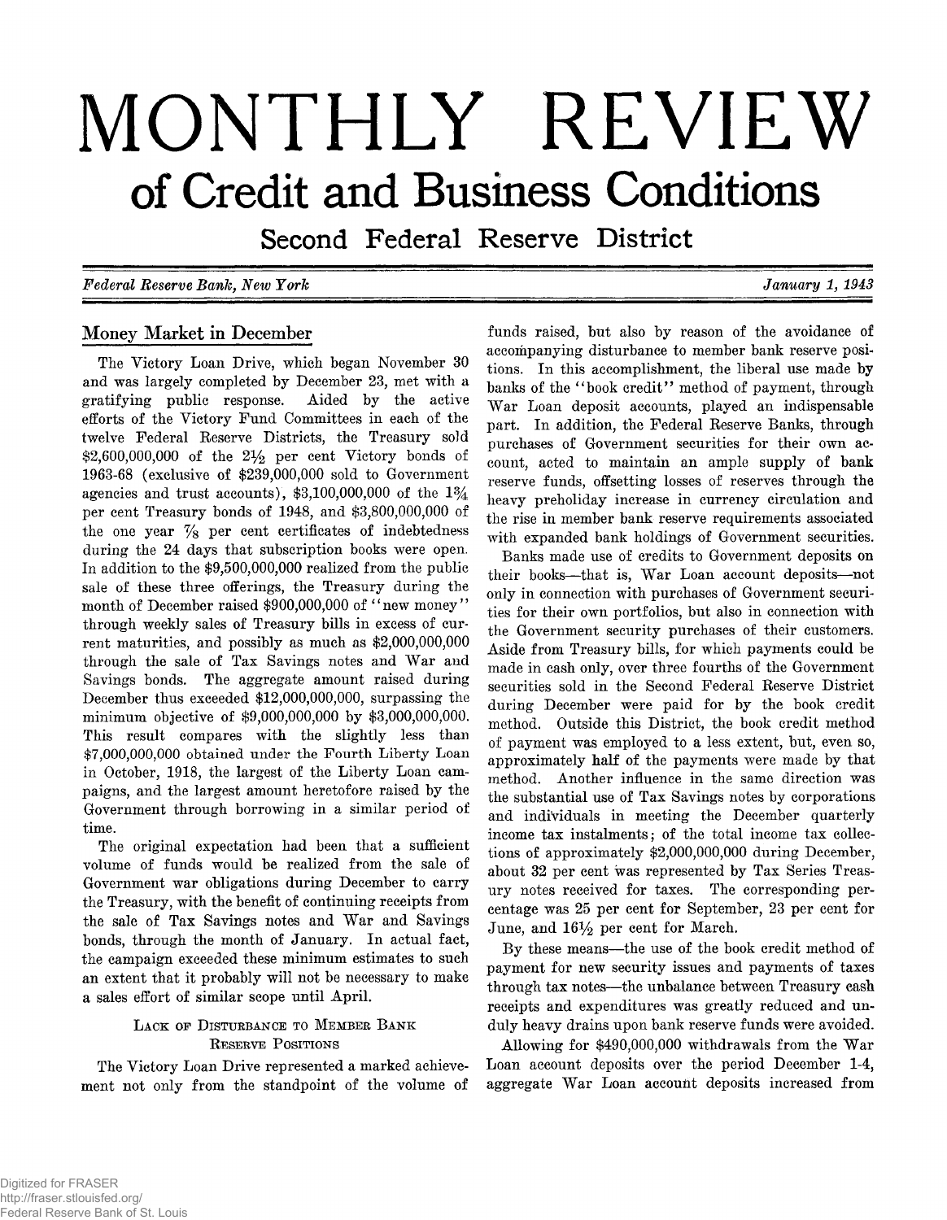# MONTHLY REVIEW

## of Credit and Business Conditions

### Second Federal Reserve District

*Federal Reserve Bank, New York* *January 1, 1943*

## Money Market in December

The Victory Loan Drive, which began November 30 and was largely completed by December 23, met with a gratifying public response. Aided by the active efforts of the Victory Fund Committees in each of the twelve Federal Reserve Districts, the Treasury sold \$2,600,000,000 of the 2½ per cent Victory bonds of 1963-68 (exclusive of \$239,000,000 sold to Government agencies and trust accounts), \$3,100,000,000 of the 1¾ per cent Treasury bonds of 1948, and \$3,800,000,000 of the one year ⅞ per cent certificates of indebtedness during the 24 days that subscription books were open. In addition to the \$9,500,000,000 realized from the public sale of these three offerings, the Treasury during the month of December raised \$900,000,000 of "new money" through weekly sales of Treasury bills in excess of current maturities, and possibly as much as \$2,000,000,000 through the sale of Tax Savings notes and War and Savings bonds. The aggregate amount raised during December thus exceeded \$12,000,000,000, surpassing the minimum objective of \$9,000,000,000 by \$3,000,000,000. This result compares with the slightly less than \$7,000,000,000 obtained under the Fourth Liberty Loan in October, 1918, the largest of the Liberty Loan campaigns, and the largest amount heretofore raised by the Government through borrowing in a similar period of time.

The original expectation had been that a sufficient volume of funds would be realized from the sale of Government war obligations during December to carry the Treasury, with the benefit of continuing receipts from the sale of Tax Savings notes and War and Savings bonds, through the month of January. In actual fact, the campaign exceeded these minimum estimates to such an extent that it probably will not be necessary to make a sales effort of similar scope until April.

### Lack of Disturbance to Member Bank Reserve Positions

The Victory Loan Drive represented a marked achievement not only from the standpoint of the volume of funds raised, but also by reason of the avoidance of accompanying disturbance to member bank reserve positions. In this accomplishment, the liberal use made by banks of the "book credit" method of payment, through War Loan deposit accounts, played an indispensable part. In addition, the Federal Reserve Banks, through purchases of Government securities for their own account, acted to maintain an ample supply of bank reserve funds, offsetting losses of reserves through the heavy preholiday increase in currency circulation and the rise in member bank reserve requirements associated with expanded bank holdings of Government securities.

Banks made use of credits to Government deposits on their books—that is, War Loan account deposits—not only in connection with purchases of Government securities for their own portfolios, but also in connection with the Government security purchases of their customers. Aside from Treasury bills, for which payments could be made in cash only, over three fourths of the Government securities sold in the Second Federal Reserve District during December were paid for by the book credit method. Outside this District, the book credit method of payment was employed to a less extent, but, even so, approximately half of the payments were made by that method. Another influence in the same direction was the substantial use of Tax Savings notes by corporations and individuals in meeting the December quarterly income tax instalments; of the total income tax collections of approximately \$2,000,000,000 during December, about 32 per cent was represented by Tax Series Treasury notes received for taxes. The corresponding percentage was 25 per cent for September, 23 per cent for June, and 16½ per cent for March.

By these means—the use of the book credit method of payment for new security issues and payments of taxes through tax notes—the unbalance between Treasury cash receipts and expenditures was greatly reduced and unduly heavy drains upon bank reserve funds were avoided.

Allowing for \$490,000,000 withdrawals from the War Loan account deposits over the period December 1-4, aggregate War Loan account deposits increased from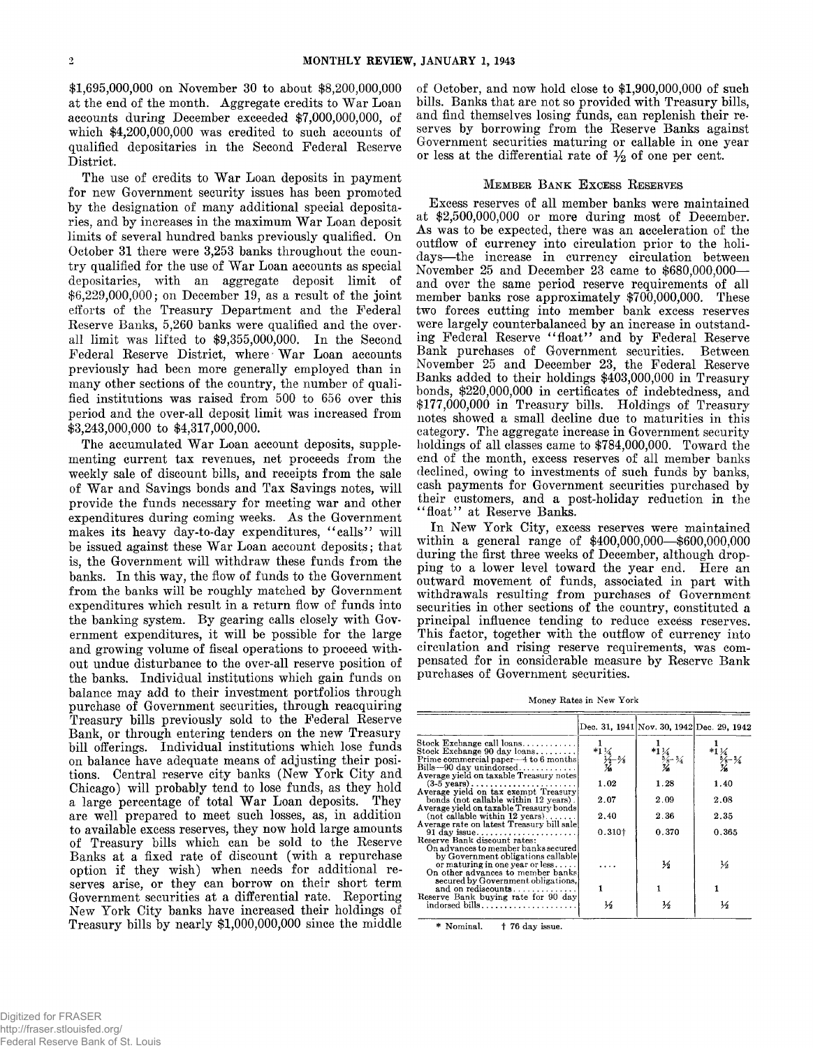$1,695,000,000 on November 30 to about $8,200,000,000 at the end of the month. Aggregate credits to War Loan accounts during December exceeded $7,000,000,000, of which $4,200,000,000 was credited to such accounts of qualified depositaries in the Second Federal Reserve District.

The use of credits to War Loan deposits in payment for new Government security issues has been promoted by the designation of many additional special depositaries, and by increases in the maximum War Loan deposit limits of several hundred banks previously qualified. On October 31 there were 3,253 banks throughout the country qualified for the use of War Loan accounts as special depositaries, with an aggregate deposit limit of $6,229,000,000; on December 19, as a result of the joint efforts of the Treasury Department and the Federal Reserve Banks, 5,260 banks were qualified and the overall limit was lifted to $9,355,000,000. In the Second Federal Reserve District, where War Loan accounts previously had been more generally employed than in many other sections of the country, the number of qualified institutions was raised from 500 to 656 over this period and the over-all deposit limit was increased from $3,243,000,000 to $4,317,000,000.

The accumulated War Loan account deposits, supplementing current tax revenues, net proceeds from the weekly sale of discount bills, and receipts from the sale of War and Savings bonds and Tax Savings notes, will provide the funds necessary for meeting war and other expenditures during coming weeks. As the Government makes its heavy day-to-day expenditures, "calls" will be issued against these War Loan account deposits; that is, the Government will withdraw these funds from the banks. In this way, the flow of funds to the Government from the banks will be roughly matched by Government expenditures which result in a return flow of funds into the banking system. By gearing calls closely with Government expenditures, it will be possible for the large and growing volume of fiscal operations to proceed without undue disturbance to the over-all reserve position of the banks. Individual institutions which gain funds on balance may add to their investment portfolios through purchase of Government securities, through reacquiring Treasury bills previously sold to the Federal Reserve Bank, or through entering tenders on the new Treasury bill offerings. Individual institutions which lose funds on balance have adequate means of adjusting their positions. Central reserve city banks (New York City and Chicago) will probably tend to lose funds, as they hold a large percentage of total War Loan deposits. They are well prepared to meet such losses, as, in addition to available excess reserves, they now hold large amounts of Treasury bills which can be sold to the Reserve Banks at a fixed rate of discount (with a repurchase option if they wish) when needs for additional reserves arise, or they can borrow on their short term Government securities at a differential rate. Reporting New York City banks have increased their holdings of Treasury bills by nearly $1,000,000,000 since the middle of October, and now hold close to $1,900,000,000 of such bills. Banks that are not so provided with Treasury bills, and find themselves losing funds, can replenish their reserves by borrowing from the Reserve Banks against Government securities maturing or callable in one year or less at the differential rate of ½ of one per cent.

## Member Bank Excess Reserves

Excess reserves of all member banks were maintained at $2,500,000,000 or more during most of December. As was to be expected, there was an acceleration of the outflow of currency into circulation prior to the holidays—the increase in currency circulation between November 25 and December 23 came to $680,000,000—and over the same period reserve requirements of all member banks rose approximately $700,000,000. These two forces cutting into member bank excess reserves were largely counterbalanced by an increase in outstanding Federal Reserve "float" and by Federal Reserve Bank purchases of Government securities. Between November 25 and December 23, the Federal Reserve Banks added to their holdings $403,000,000 in Treasury bonds, $220,000,000 in certificates of indebtedness, and $177,000,000 in Treasury bills. Holdings of Treasury notes showed a small decline due to maturities in this category. The aggregate increase in Government security holdings of all classes came to $784,000,000. Toward the end of the month, excess reserves of all member banks declined, owing to investments of such funds by banks, cash payments for Government securities purchased by their customers, and a post-holiday reduction in the "float" at Reserve Banks.

In New York City, excess reserves were maintained within a general range of $400,000,000—$600,000,000 during the first three weeks of December, although dropping to a lower level toward the year end. Here an outward movement of funds, associated in part with withdrawals resulting from purchases of Government securities in other sections of the country, constituted a principal influence tending to reduce excess reserves. This factor, together with the outflow of currency into circulation and rising reserve requirements, was compensated for in considerable measure by Reserve Bank purchases of Government securities.

Money Rates in New York

| | Dec. 31, 1941 | Nov. 30, 1942 | Dec. 29, 1942 |
|---|---|---|---|
| Stock Exchange call loans | 1 | 1 | 1 |
| Stock Exchange 90 day loans | *1¼ | *1¼ | *1¼ |
| Prime commercial paper—4 to 6 months | ½–⅝ | ⅝–¾ | ⅝–¾ |
| Bills—90 day unindorsed | ⅞ | ⅞ | ⅞ |
| Average yield on taxable Treasury notes (3-5 years) | 1.02 | 1.28 | 1.40 |
| Average yield on tax exempt Treasury bonds (not callable within 12 years) | 2.07 | 2.09 | 2.08 |
| Average yield on taxable Treasury bonds (not callable within 12 years) | 2.40 | 2.36 | 2.35 |
| Average rate on latest Treasury bill sale 91 day issue | 0.310† | 0.370 | 0.365 |
| Reserve Bank discount rates: | | | |
| On advances to member banks secured by Government obligations callable or maturing in one year or less | .... | ½ | ½ |
| On other advances to member banks secured by Government obligations, and on rediscounts | 1 | 1 | 1 |
| Reserve Bank buying rate for 90 day indorsed bills | ½ | ½ | ½ |

\* Nominal. † 76 day issue.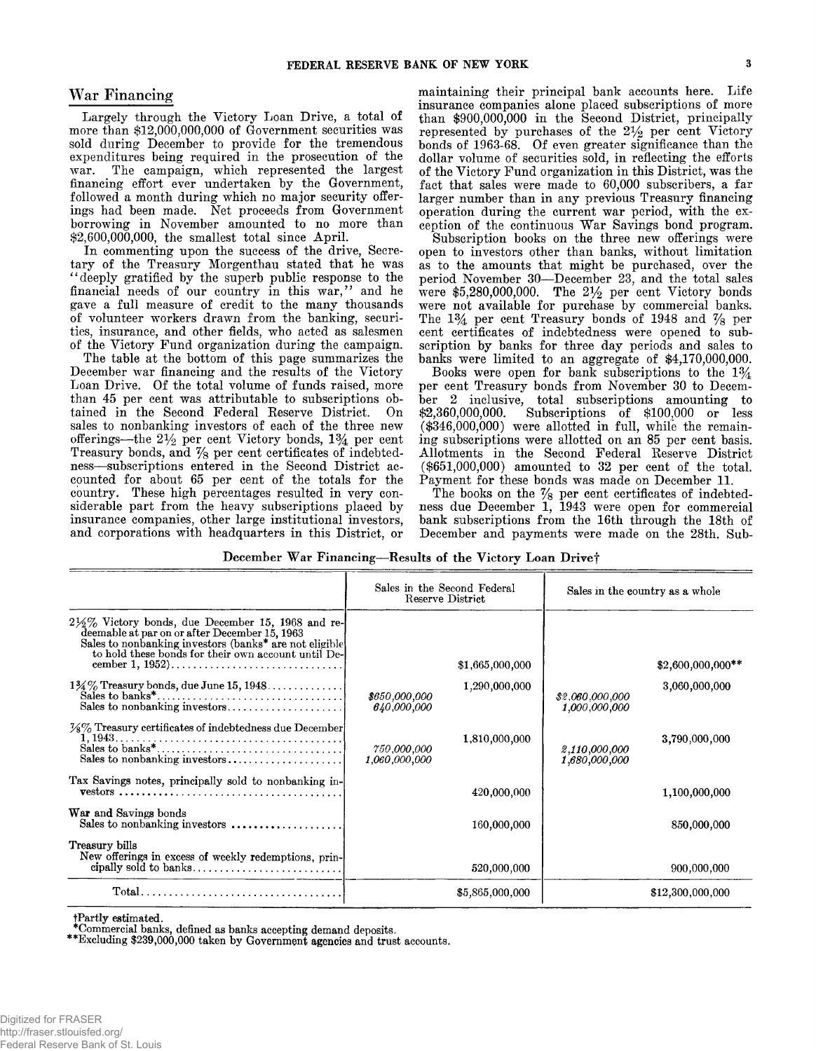## War Financing

Largely through the Victory Loan Drive, a total of more than \$12,000,000,000 of Government securities was sold during December to provide for the tremendous expenditures being required in the prosecution of the war. The campaign, which represented the largest financing effort ever undertaken by the Government, followed a month during which no major security offerings had been made. Net proceeds from Government borrowing in November amounted to no more than \$2,600,000,000, the smallest total since April.

In commenting upon the success of the drive, Secretary of the Treasury Morgenthau stated that he was "deeply gratified by the superb public response to the financial needs of our country in this war," and he gave a full measure of credit to the many thousands of volunteer workers drawn from the banking, securities, insurance, and other fields, who acted as salesmen of the Victory Fund organization during the campaign.

The table at the bottom of this page summarizes the December war financing and the results of the Victory Loan Drive. Of the total volume of funds raised, more than 45 per cent was attributable to subscriptions obtained in the Second Federal Reserve District. On sales to nonbanking investors of each of the three new offerings—the 2½ per cent Victory bonds, 1¾ per cent Treasury bonds, and ⅞ per cent certificates of indebtedness—subscriptions entered in the Second District accounted for about 65 per cent of the totals for the country. These high percentages resulted in very considerable part from the heavy subscriptions placed by insurance companies, other large institutional investors, and corporations with headquarters in this District, or maintaining their principal bank accounts here. Life insurance companies alone placed subscriptions of more than \$900,000,000 in the Second District, principally represented by purchases of the 2½ per cent Victory bonds of 1963-68. Of even greater significance than the dollar volume of securities sold, in reflecting the efforts of the Victory Fund organization in this District, was the fact that sales were made to 60,000 subscribers, a far larger number than in any previous Treasury financing operation during the current war period, with the exception of the continuous War Savings bond program.

Subscription books on the three new offerings were open to investors other than banks, without limitation as to the amounts that might be purchased, over the period November 30—December 23, and the total sales were \$5,280,000,000. The 2½ per cent Victory bonds were not available for purchase by commercial banks. The 1¾ per cent Treasury bonds of 1948 and ⅞ per cent certificates of indebtedness were opened to subscription by banks for three day periods and sales to banks were limited to an aggregate of \$4,170,000,000.

Books were open for bank subscriptions to the 1¾ per cent Treasury bonds from November 30 to December 2 inclusive, total subscriptions amounting to \$2,360,000,000. Subscriptions of \$100,000 or less (\$346,000,000) were allotted in full, while the remaining subscriptions were allotted on an 85 per cent basis. Allotments in the Second Federal Reserve District (\$651,000,000) amounted to 32 per cent of the total. Payment for these bonds was made on December 11.

The books on the ⅞ per cent certificates of indebtedness due December 1, 1943 were open for commercial bank subscriptions from the 16th through the 18th of December and payments were made on the 28th. Sub-

**December War Financing—Results of the Victory Loan Drive†**

| | Sales in the Second Federal Reserve District | | Sales in the country as a whole | |
|---|---|---|---|---|
| 2½% Victory bonds, due December 15, 1968 and redeemable at par on or after December 15, 1963<br>Sales to nonbanking investors (banks* are not eligible to hold these bonds for their own account until December 1, 1952) | | \$1,665,000,000 | | \$2,600,000,000** |
| 1¾% Treasury bonds, due June 15, 1948 | | 1,290,000,000 | | 3,060,000,000 |
| Sales to banks* | *\$650,000,000* | | *\$2,060,000,000* | |
| Sales to nonbanking investors | *640,000,000* | | *1,000,000,000* | |
| ⅞% Treasury certificates of indebtedness due December 1, 1943 | | 1,810,000,000 | | 3,790,000,000 |
| Sales to banks* | *750,000,000* | | *2,110,000,000* | |
| Sales to nonbanking investors | *1,060,000,000* | | *1,680,000,000* | |
| Tax Savings notes, principally sold to nonbanking investors | | 420,000,000 | | 1,100,000,000 |
| War and Savings bonds<br>Sales to nonbanking investors | | 160,000,000 | | 850,000,000 |
| Treasury bills<br>New offerings in excess of weekly redemptions, principally sold to banks | | 520,000,000 | | 900,000,000 |
| Total | | \$5,865,000,000 | | \$12,300,000,000 |

†Partly estimated.
*Commercial banks, defined as banks accepting demand deposits.
**Excluding \$239,000,000 taken by Government agencies and trust accounts.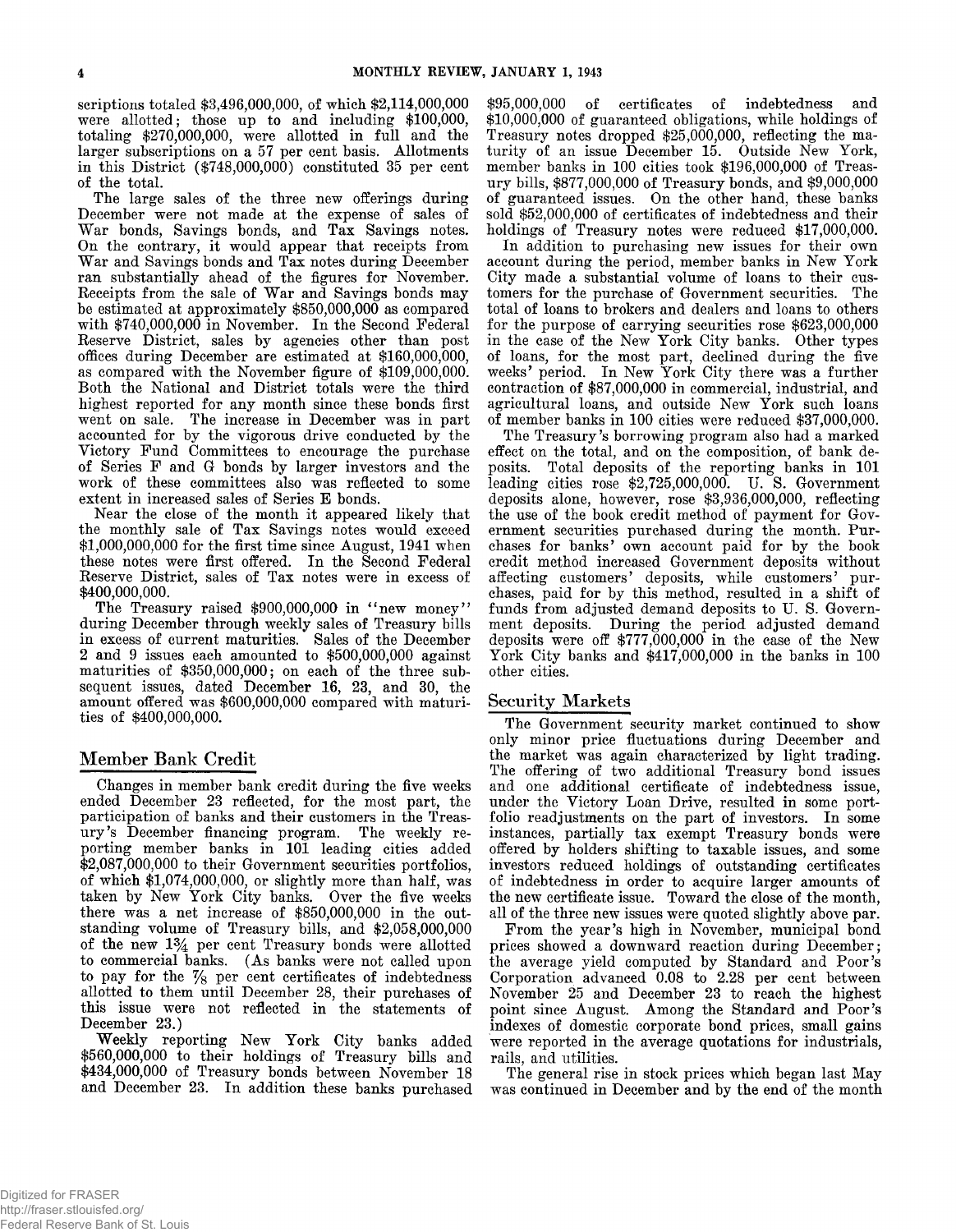scriptions totaled $3,496,000,000, of which $2,114,000,000 were allotted; those up to and including $100,000, totaling $270,000,000, were allotted in full and the larger subscriptions on a 57 per cent basis. Allotments in this District ($748,000,000) constituted 35 per cent of the total.

The large sales of the three new offerings during December were not made at the expense of sales of War bonds, Savings bonds, and Tax Savings notes. On the contrary, it would appear that receipts from War and Savings bonds and Tax notes during December ran substantially ahead of the figures for November. Receipts from the sale of War and Savings bonds may be estimated at approximately $850,000,000 as compared with $740,000,000 in November. In the Second Federal Reserve District, sales by agencies other than post offices during December are estimated at $160,000,000, as compared with the November figure of $109,000,000. Both the National and District totals were the third highest reported for any month since these bonds first went on sale. The increase in December was in part accounted for by the vigorous drive conducted by the Victory Fund Committees to encourage the purchase of Series F and G bonds by larger investors and the work of these committees also was reflected to some extent in increased sales of Series E bonds.

Near the close of the month it appeared likely that the monthly sale of Tax Savings notes would exceed $1,000,000,000 for the first time since August, 1941 when these notes were first offered. In the Second Federal Reserve District, sales of Tax notes were in excess of $400,000,000.

The Treasury raised $900,000,000 in "new money" during December through weekly sales of Treasury bills in excess of current maturities. Sales of the December 2 and 9 issues each amounted to $500,000,000 against maturities of $350,000,000; on each of the three subsequent issues, dated December 16, 23, and 30, the amount offered was $600,000,000 compared with maturities of $400,000,000.

## Member Bank Credit

Changes in member bank credit during the five weeks ended December 23 reflected, for the most part, the participation of banks and their customers in the Treasury's December financing program. The weekly reporting member banks in 101 leading cities added $2,087,000,000 to their Government securities portfolios, of which $1,074,000,000, or slightly more than half, was taken by New York City banks. Over the five weeks there was a net increase of $850,000,000 in the outstanding volume of Treasury bills, and $2,058,000,000 of the new 1¾ per cent Treasury bonds were allotted to commercial banks. (As banks were not called upon to pay for the ⅞ per cent certificates of indebtedness allotted to them until December 28, their purchases of this issue were not reflected in the statements of December 23.)

Weekly reporting New York City banks added $560,000,000 to their holdings of Treasury bills and $434,000,000 of Treasury bonds between November 18 and December 23. In addition these banks purchased $95,000,000 of certificates of indebtedness and $10,000,000 of guaranteed obligations, while holdings of Treasury notes dropped $25,000,000, reflecting the maturity of an issue December 15. Outside New York, member banks in 100 cities took $196,000,000 of Treasury bills, $877,000,000 of Treasury bonds, and $9,000,000 of guaranteed issues. On the other hand, these banks sold $52,000,000 of certificates of indebtedness and their holdings of Treasury notes were reduced $17,000,000.

In addition to purchasing new issues for their own account during the period, member banks in New York City made a substantial volume of loans to their customers for the purchase of Government securities. The total of loans to brokers and dealers and loans to others for the purpose of carrying securities rose $623,000,000 in the case of the New York City banks. Other types of loans, for the most part, declined during the five weeks' period. In New York City there was a further contraction of $87,000,000 in commercial, industrial, and agricultural loans, and outside New York such loans of member banks in 100 cities were reduced $37,000,000.

The Treasury's borrowing program also had a marked effect on the total, and on the composition, of bank deposits. Total deposits of the reporting banks in 101 leading cities rose $2,725,000,000. U. S. Government deposits alone, however, rose $3,936,000,000, reflecting the use of the book credit method of payment for Government securities purchased during the month. Purchases for banks' own account paid for by the book credit method increased Government deposits without affecting customers' deposits, while customers' purchases, paid for by this method, resulted in a shift of funds from adjusted demand deposits to U. S. Government deposits. During the period adjusted demand deposits were off $777,000,000 in the case of the New York City banks and $417,000,000 in the banks in 100 other cities.

## Security Markets

The Government security market continued to show only minor price fluctuations during December and the market was again characterized by light trading. The offering of two additional Treasury bond issues and one additional certificate of indebtedness issue, under the Victory Loan Drive, resulted in some portfolio readjustments on the part of investors. In some instances, partially tax exempt Treasury bonds were offered by holders shifting to taxable issues, and some investors reduced holdings of outstanding certificates of indebtedness in order to acquire larger amounts of the new certificate issue. Toward the close of the month, all of the three new issues were quoted slightly above par.

From the year's high in November, municipal bond prices showed a downward reaction during December; the average yield computed by Standard and Poor's Corporation advanced 0.08 to 2.28 per cent between November 25 and December 23 to reach the highest point since August. Among the Standard and Poor's indexes of domestic corporate bond prices, small gains were reported in the average quotations for industrials, rails, and utilities.

The general rise in stock prices which began last May was continued in December and by the end of the month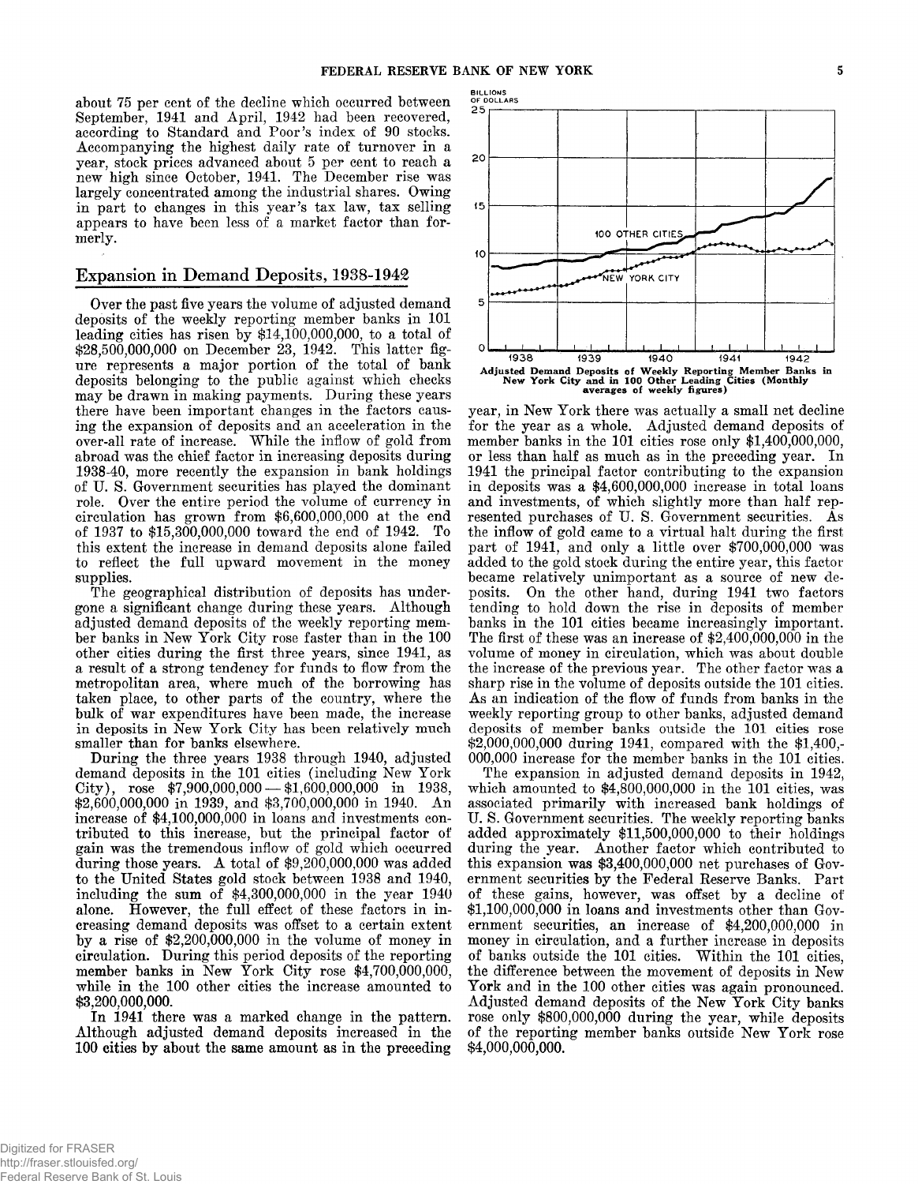about 75 per cent of the decline which occurred between September, 1941 and April, 1942 had been recovered, according to Standard and Poor's index of 90 stocks. Accompanying the highest daily rate of turnover in a year, stock prices advanced about 5 per cent to reach a new high since October, 1941. The December rise was largely concentrated among the industrial shares. Owing in part to changes in this year's tax law, tax selling appears to have been less of a market factor than formerly.

## Expansion in Demand Deposits, 1938-1942

Over the past five years the volume of adjusted demand deposits of the weekly reporting member banks in 101 leading cities has risen by $14,100,000,000, to a total of $28,500,000,000 on December 23, 1942. This latter figure represents a major portion of the total of bank deposits belonging to the public against which checks may be drawn in making payments. During these years there have been important changes in the factors causing the expansion of deposits and an acceleration in the over-all rate of increase. While the inflow of gold from abroad was the chief factor in increasing deposits during 1938-40, more recently the expansion in bank holdings of U. S. Government securities has played the dominant role. Over the entire period the volume of currency in circulation has grown from $6,600,000,000 at the end of 1937 to $15,300,000,000 toward the end of 1942. To this extent the increase in demand deposits alone failed to reflect the full upward movement in the money supplies.

The geographical distribution of deposits has undergone a significant change during these years. Although adjusted demand deposits of the weekly reporting member banks in New York City rose faster than in the 100 other cities during the first three years, since 1941, as a result of a strong tendency for funds to flow from the metropolitan area, where much of the borrowing has taken place, to other parts of the country, where the bulk of war expenditures have been made, the increase in deposits in New York City has been relatively much smaller than for banks elsewhere.

During the three years 1938 through 1940, adjusted demand deposits in the 101 cities (including New York City), rose $7,900,000,000—$1,600,000,000 in 1938, $2,600,000,000 in 1939, and $3,700,000,000 in 1940. An increase of $4,100,000,000 in loans and investments contributed to this increase, but the principal factor of gain was the tremendous inflow of gold which occurred during those years. A total of $9,200,000,000 was added to the United States gold stock between 1938 and 1940, including the sum of $4,300,000,000 in the year 1940 alone. However, the full effect of these factors in increasing demand deposits was offset to a certain extent by a rise of $2,200,000,000 in the volume of money in circulation. During this period deposits of the reporting member banks in New York City rose $4,700,000,000, while in the 100 other cities the increase amounted to $3,200,000,000.

In 1941 there was a marked change in the pattern. Although adjusted demand deposits increased in the 100 cities by about the same amount as in the preceding year, in New York there was actually a small net decline for the year as a whole. Adjusted demand deposits of member banks in the 101 cities rose only $1,400,000,000, or less than half as much as in the preceding year. In 1941 the principal factor contributing to the expansion in deposits was a $4,600,000,000 increase in total loans and investments, of which slightly more than half represented purchases of U. S. Government securities. As the inflow of gold came to a virtual halt during the first part of 1941, and only a little over $700,000,000 was added to the gold stock during the entire year, this factor became relatively unimportant as a source of new deposits. On the other hand, during 1941 two factors tending to hold down the rise in deposits of member banks in the 101 cities became increasingly important. The first of these was an increase of $2,400,000,000 in the volume of money in circulation, which was about double the increase of the previous year. The other factor was a sharp rise in the volume of deposits outside the 101 cities. As an indication of the flow of funds from banks in the weekly reporting group to other banks, adjusted demand deposits of member banks outside the 101 cities rose $2,000,000,000 during 1941, compared with the $1,400,000,000 increase for the member banks in the 101 cities.

**Adjusted Demand Deposits of Weekly Reporting Member Banks in New York City and in 100 Other Leading Cities (Monthly averages of weekly figures)**

The expansion in adjusted demand deposits in 1942, which amounted to $4,800,000,000 in the 101 cities, was associated primarily with increased bank holdings of U. S. Government securities. The weekly reporting banks added approximately $11,500,000,000 to their holdings during the year. Another factor which contributed to this expansion was $3,400,000,000 net purchases of Government securities by the Federal Reserve Banks. Part of these gains, however, was offset by a decline of $1,100,000,000 in loans and investments other than Government securities, an increase of $4,200,000,000 in money in circulation, and a further increase in deposits of banks outside the 101 cities. Within the 101 cities, the difference between the movement of deposits in New York and in the 100 other cities was again pronounced. Adjusted demand deposits of the New York City banks rose only $800,000,000 during the year, while deposits of the reporting member banks outside New York rose $4,000,000,000.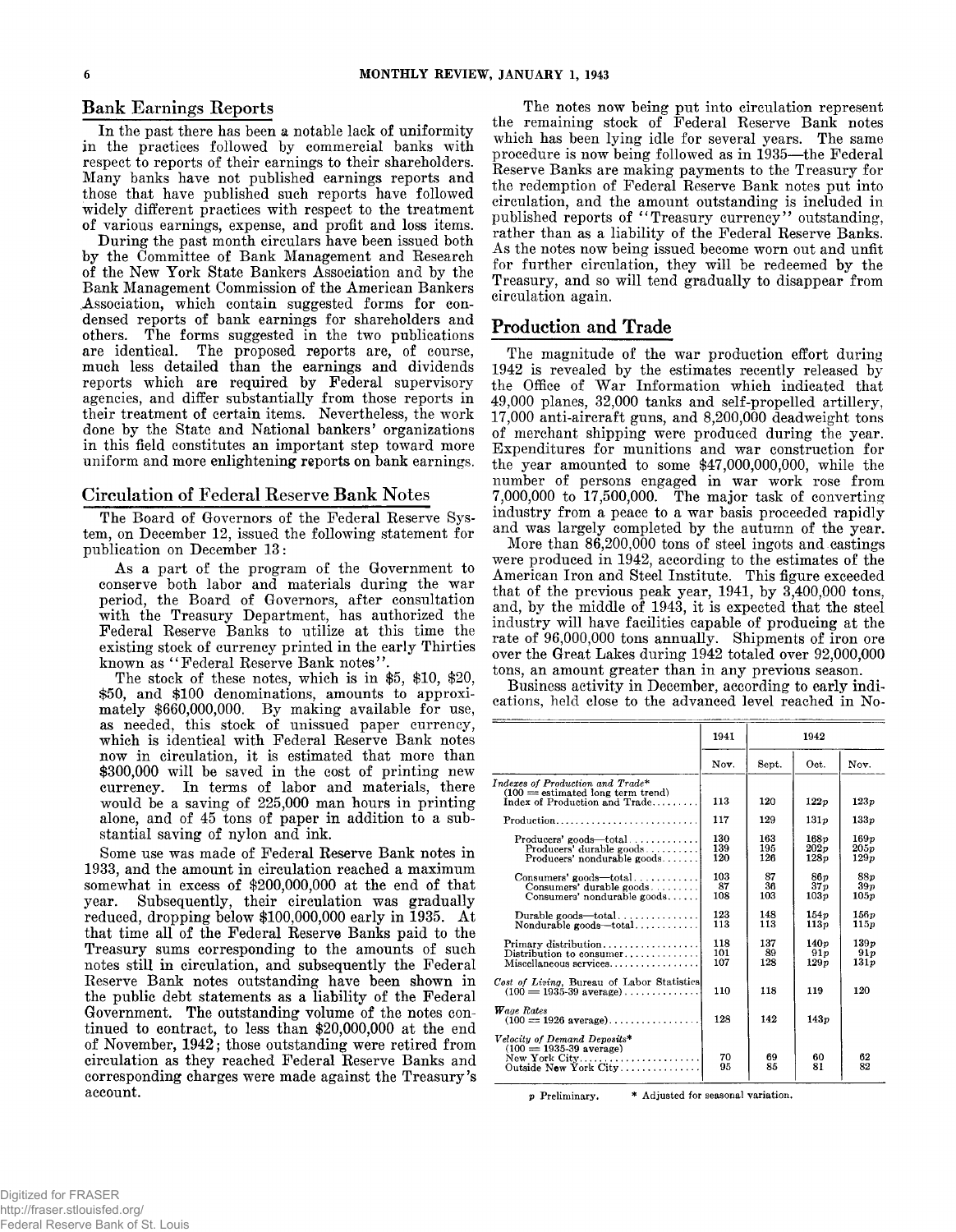## Bank Earnings Reports

In the past there has been a notable lack of uniformity in the practices followed by commercial banks with respect to reports of their earnings to their shareholders. Many banks have not published earnings reports and those that have published such reports have followed widely different practices with respect to the treatment of various earnings, expense, and profit and loss items.

During the past month circulars have been issued both by the Committee of Bank Management and Research of the New York State Bankers Association and by the Bank Management Commission of the American Bankers Association, which contain suggested forms for condensed reports of bank earnings for shareholders and others. The forms suggested in the two publications are identical. The proposed reports are, of course, much less detailed than the earnings and dividends reports which are required by Federal supervisory agencies, and differ substantially from those reports in their treatment of certain items. Nevertheless, the work done by the State and National bankers' organizations in this field constitutes an important step toward more uniform and more enlightening reports on bank earnings.

## Circulation of Federal Reserve Bank Notes

The Board of Governors of the Federal Reserve System, on December 12, issued the following statement for publication on December 13:

> As a part of the program of the Government to conserve both labor and materials during the war period, the Board of Governors, after consultation with the Treasury Department, has authorized the Federal Reserve Banks to utilize at this time the existing stock of currency printed in the early Thirties known as "Federal Reserve Bank notes".
>
> The stock of these notes, which is in $5, $10, $20, $50, and $100 denominations, amounts to approximately $660,000,000. By making available for use, as needed, this stock of unissued paper currency, which is identical with Federal Reserve Bank notes now in circulation, it is estimated that more than $300,000 will be saved in the cost of printing new currency. In terms of labor and materials, there would be a saving of 225,000 man hours in printing alone, and of 45 tons of paper in addition to a substantial saving of nylon and ink.

Some use was made of Federal Reserve Bank notes in 1933, and the amount in circulation reached a maximum somewhat in excess of $200,000,000 at the end of that year. Subsequently, their circulation was gradually reduced, dropping below $100,000,000 early in 1935. At that time all of the Federal Reserve Banks paid to the Treasury sums corresponding to the amounts of such notes still in circulation, and subsequently the Federal Reserve Bank notes outstanding have been shown in the public debt statements as a liability of the Federal Government. The outstanding volume of the notes continued to contract, to less than $20,000,000 at the end of November, 1942; those outstanding were retired from circulation as they reached Federal Reserve Banks and corresponding charges were made against the Treasury's account.

The notes now being put into circulation represent the remaining stock of Federal Reserve Bank notes which has been lying idle for several years. The same procedure is now being followed as in 1935—the Federal Reserve Banks are making payments to the Treasury for the redemption of Federal Reserve Bank notes put into circulation, and the amount outstanding is included in published reports of "Treasury currency" outstanding, rather than as a liability of the Federal Reserve Banks. As the notes now being issued become worn out and unfit for further circulation, they will be redeemed by the Treasury, and so will tend gradually to disappear from circulation again.

## Production and Trade

The magnitude of the war production effort during 1942 is revealed by the estimates recently released by the Office of War Information which indicated that 49,000 planes, 32,000 tanks and self-propelled artillery, 17,000 anti-aircraft guns, and 8,200,000 deadweight tons of merchant shipping were produced during the year. Expenditures for munitions and war construction for the year amounted to some $47,000,000,000, while the number of persons engaged in war work rose from 7,000,000 to 17,500,000. The major task of converting industry from a peace to a war basis proceeded rapidly and was largely completed by the autumn of the year.

More than 86,200,000 tons of steel ingots and castings were produced in 1942, according to the estimates of the American Iron and Steel Institute. This figure exceeded that of the previous peak year, 1941, by 3,400,000 tons, and, by the middle of 1943, it is expected that the steel industry will have facilities capable of producing at the rate of 96,000,000 tons annually. Shipments of iron ore over the Great Lakes during 1942 totaled over 92,000,000 tons, an amount greater than in any previous season.

Business activity in December, according to early indications, held close to the advanced level reached in No-

| | 1941 | 1942 | | |
|---|---|---|---|---|
| | Nov. | Sept. | Oct. | Nov. |
| *Indexes of Production and Trade** (100 = estimated long term trend) Index of Production and Trade | 113 | 120 | 122p | 123p |
| Production | 117 | 129 | 131p | 133p |
| Producers' goods—total | 130 | 163 | 168p | 169p |
| Producers' durable goods | 139 | 195 | 202p | 205p |
| Producers' nondurable goods | 120 | 126 | 128p | 129p |
| Consumers' goods—total | 103 | 87 | 86p | 88p |
| Consumers' durable goods | 87 | 36 | 37p | 39p |
| Consumers' nondurable goods | 108 | 103 | 103p | 105p |
| Durable goods—total | 123 | 148 | 154p | 156p |
| Nondurable goods—total | 113 | 113 | 113p | 115p |
| Primary distribution | 118 | 137 | 140p | 139p |
| Distribution to consumer | 101 | 89 | 91p | 91p |
| Miscellaneous services | 107 | 128 | 129p | 131p |
| *Cost of Living*, Bureau of Labor Statistics (100 = 1935-39 average) | 110 | 118 | 119 | 120 |
| *Wage Rates* (100 = 1926 average) | 128 | 142 | 143p | |
| *Velocity of Demand Deposits** (100 = 1935-39 average) New York City | 70 | 69 | 60 | 62 |
| Outside New York City | 95 | 85 | 81 | 82 |

p Preliminary. * Adjusted for seasonal variation.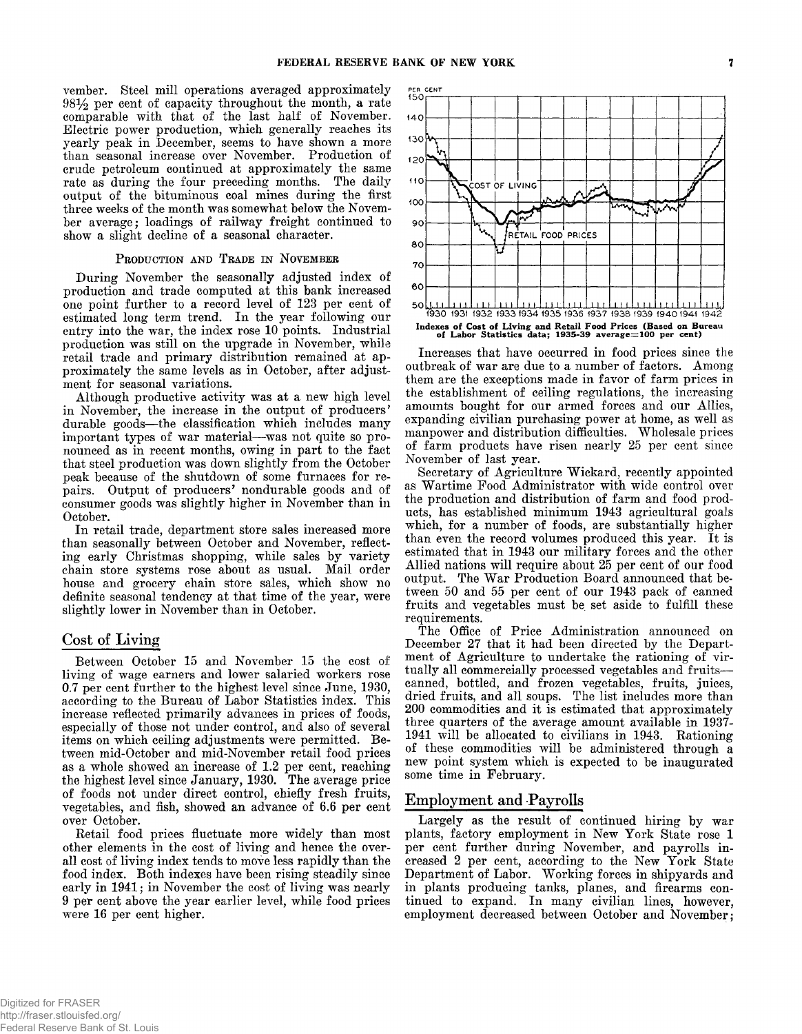vember. Steel mill operations averaged approximately 98½ per cent of capacity throughout the month, a rate comparable with that of the last half of November. Electric power production, which generally reaches its yearly peak in December, seems to have shown a more than seasonal increase over November. Production of crude petroleum continued at approximately the same rate as during the four preceding months. The daily output of the bituminous coal mines during the first three weeks of the month was somewhat below the November average; loadings of railway freight continued to show a slight decline of a seasonal character.

### Production and Trade in November

During November the seasonally adjusted index of production and trade computed at this bank increased one point further to a record level of 123 per cent of estimated long term trend. In the year following our entry into the war, the index rose 10 points. Industrial production was still on the upgrade in November, while retail trade and primary distribution remained at approximately the same levels as in October, after adjustment for seasonal variations.

Although productive activity was at a new high level in November, the increase in the output of producers' durable goods—the classification which includes many important types of war material—was not quite so pronounced as in recent months, owing in part to the fact that steel production was down slightly from the October peak because of the shutdown of some furnaces for repairs. Output of producers' nondurable goods and of consumer goods was slightly higher in November than in October.

In retail trade, department store sales increased more than seasonally between October and November, reflecting early Christmas shopping, while sales by variety chain store systems rose about as usual. Mail order house and grocery chain store sales, which show no definite seasonal tendency at that time of the year, were slightly lower in November than in October.

## Cost of Living

Between October 15 and November 15 the cost of living of wage earners and lower salaried workers rose 0.7 per cent further to the highest level since June, 1930, according to the Bureau of Labor Statistics index. This increase reflected primarily advances in prices of foods, especially of those not under control, and also of several items on which ceiling adjustments were permitted. Between mid-October and mid-November retail food prices as a whole showed an increase of 1.2 per cent, reaching the highest level since January, 1930. The average price of foods not under direct control, chiefly fresh fruits, vegetables, and fish, showed an advance of 6.6 per cent over October.

Retail food prices fluctuate more widely than most other elements in the cost of living and hence the overall cost of living index tends to move less rapidly than the food index. Both indexes have been rising steadily since early in 1941; in November the cost of living was nearly 9 per cent above the year earlier level, while food prices were 16 per cent higher.

**Indexes of Cost of Living and Retail Food Prices (Based on Bureau of Labor Statistics data; 1935-39 average=100 per cent)**

Increases that have occurred in food prices since the outbreak of war are due to a number of factors. Among them are the exceptions made in favor of farm prices in the establishment of ceiling regulations, the increasing amounts bought for our armed forces and our Allies, expanding civilian purchasing power at home, as well as manpower and distribution difficulties. Wholesale prices of farm products have risen nearly 25 per cent since November of last year.

Secretary of Agriculture Wickard, recently appointed as Wartime Food Administrator with wide control over the production and distribution of farm and food products, has established minimum 1943 agricultural goals which, for a number of foods, are substantially higher than even the record volumes produced this year. It is estimated that in 1943 our military forces and the other Allied nations will require about 25 per cent of our food output. The War Production Board announced that between 50 and 55 per cent of our 1943 pack of canned fruits and vegetables must be set aside to fulfill these requirements.

The Office of Price Administration announced on December 27 that it had been directed by the Department of Agriculture to undertake the rationing of virtually all commercially processed vegetables and fruits—canned, bottled, and frozen vegetables, fruits, juices, dried fruits, and all soups. The list includes more than 200 commodities and it is estimated that approximately three quarters of the average amount available in 1937-1941 will be allocated to civilians in 1943. Rationing of these commodities will be administered through a new point system which is expected to be inaugurated some time in February.

## Employment and Payrolls

Largely as the result of continued hiring by war plants, factory employment in New York State rose 1 per cent further during November, and payrolls increased 2 per cent, according to the New York State Department of Labor. Working forces in shipyards and in plants producing tanks, planes, and firearms continued to expand. In many civilian lines, however, employment decreased between October and November;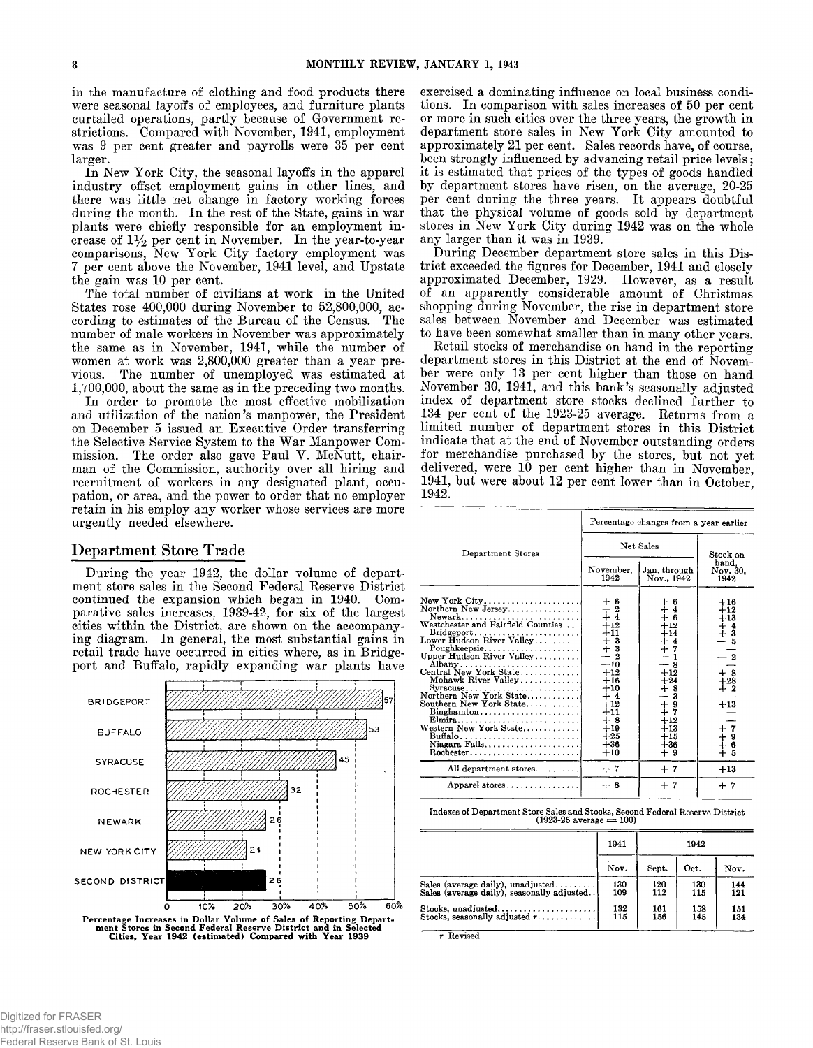in the manufacture of clothing and food products there were seasonal layoffs of employees, and furniture plants curtailed operations, partly because of Government restrictions. Compared with November, 1941, employment was 9 per cent greater and payrolls were 35 per cent larger.

In New York City, the seasonal layoffs in the apparel industry offset employment gains in other lines, and there was little net change in factory working forces during the month. In the rest of the State, gains in war plants were chiefly responsible for an employment increase of 1½ per cent in November. In the year-to-year comparisons, New York City factory employment was 7 per cent above the November, 1941 level, and Upstate the gain was 10 per cent.

The total number of civilians at work in the United States rose 400,000 during November to 52,800,000, according to estimates of the Bureau of the Census. The number of male workers in November was approximately the same as in November, 1941, while the number of women at work was 2,800,000 greater than a year previous. The number of unemployed was estimated at 1,700,000, about the same as in the preceding two months.

In order to promote the most effective mobilization and utilization of the nation's manpower, the President on December 5 issued an Executive Order transferring the Selective Service System to the War Manpower Commission. The order also gave Paul V. McNutt, chairman of the Commission, authority over all hiring and recruitment of workers in any designated plant, occupation, or area, and the power to order that no employer retain in his employ any worker whose services are more urgently needed elsewhere.

## Department Store Trade

During the year 1942, the dollar volume of department store sales in the Second Federal Reserve District continued the expansion which began in 1940. Comparative sales increases, 1939-42, for six of the largest cities within the District, are shown on the accompanying diagram. In general, the most substantial gains in retail trade have occurred in cities where, as in Bridgeport and Buffalo, rapidly expanding war plants have exercised a dominating influence on local business conditions. In comparison with sales increases of 50 per cent or more in such cities over the three years, the growth in department store sales in New York City amounted to approximately 21 per cent. Sales records have, of course, been strongly influenced by advancing retail price levels; it is estimated that prices of the types of goods handled by department stores have risen, on the average, 20-25 per cent during the three years. It appears doubtful that the physical volume of goods sold by department stores in New York City during 1942 was on the whole any larger than it was in 1939.

| City | Percentage increase |
|---|---|
| Bridgeport | 57 |
| Buffalo | 53 |
| Syracuse | 45 |
| Rochester | 32 |
| Newark | 26 |
| New York City | 21 |
| Second District | 26 |

Percentage Increases in Dollar Volume of Sales of Reporting Department Stores in Second Federal Reserve District and in Selected Cities, Year 1942 (estimated) Compared with Year 1939

During December department store sales in this District exceeded the figures for December, 1941 and closely approximated December, 1929. However, as a result of an apparently considerable amount of Christmas shopping during November, the rise in department store sales between November and December was estimated to have been somewhat smaller than in many other years.

Retail stocks of merchandise on hand in the reporting department stores in this District at the end of November were only 13 per cent higher than those on hand November 30, 1941, and this bank's seasonally adjusted index of department store stocks declined further to 134 per cent of the 1923-25 average. Returns from a limited number of department stores in this District indicate that at the end of November outstanding orders for merchandise purchased by the stores, but not yet delivered, were 10 per cent higher than in November, 1941, but were about 12 per cent lower than in October, 1942.

| Department Stores | Percentage changes from a year earlier | | |
|---|---|---|---|
| | Net Sales | | Stock on hand, Nov. 30, 1942 |
| | November, 1942 | Jan. through Nov., 1942 | |
| New York City | + 6 | + 6 | +16 |
| Northern New Jersey | + 2 | + 4 | +12 |
| Newark | + 4 | + 6 | +13 |
| Westchester and Fairfield Counties | +12 | +12 | + 4 |
| Bridgeport | +11 | +14 | + 3 |
| Lower Hudson River Valley | + 3 | + 4 | − 5 |
| Poughkeepsie | + 3 | + 7 | — |
| Upper Hudson River Valley | − 2 | − 1 | − 2 |
| Albany | −10 | − 8 | — |
| Central New York State | +12 | +12 | + 8 |
| Mohawk River Valley | +16 | +24 | +28 |
| Syracuse | +10 | + 8 | + 2 |
| Northern New York State | + 4 | − 3 | — |
| Southern New York State | +12 | + 9 | +13 |
| Binghamton | +11 | + 7 | — |
| Elmira | + 8 | +12 | — |
| Western New York State | +19 | +13 | + 7 |
| Buffalo | +25 | +15 | + 9 |
| Niagara Falls | +36 | +36 | + 6 |
| Rochester | +10 | + 9 | + 5 |
| All department stores | + 7 | + 7 | +13 |
| Apparel stores | + 8 | + 7 | + 7 |

Indexes of Department Store Sales and Stocks, Second Federal Reserve District (1923-25 average = 100)

| | 1941 | 1942 | | |
|---|---|---|---|---|
| | Nov. | Sept. | Oct. | Nov. |
| Sales (average daily), unadjusted | 130 | 120 | 130 | 144 |
| Sales (average daily), seasonally adjusted | 109 | 112 | 115 | 121 |
| Stocks, unadjusted | 132 | 161 | 158 | 151 |
| Stocks, seasonally adjusted r | 115 | 156 | 145 | 134 |

r Revised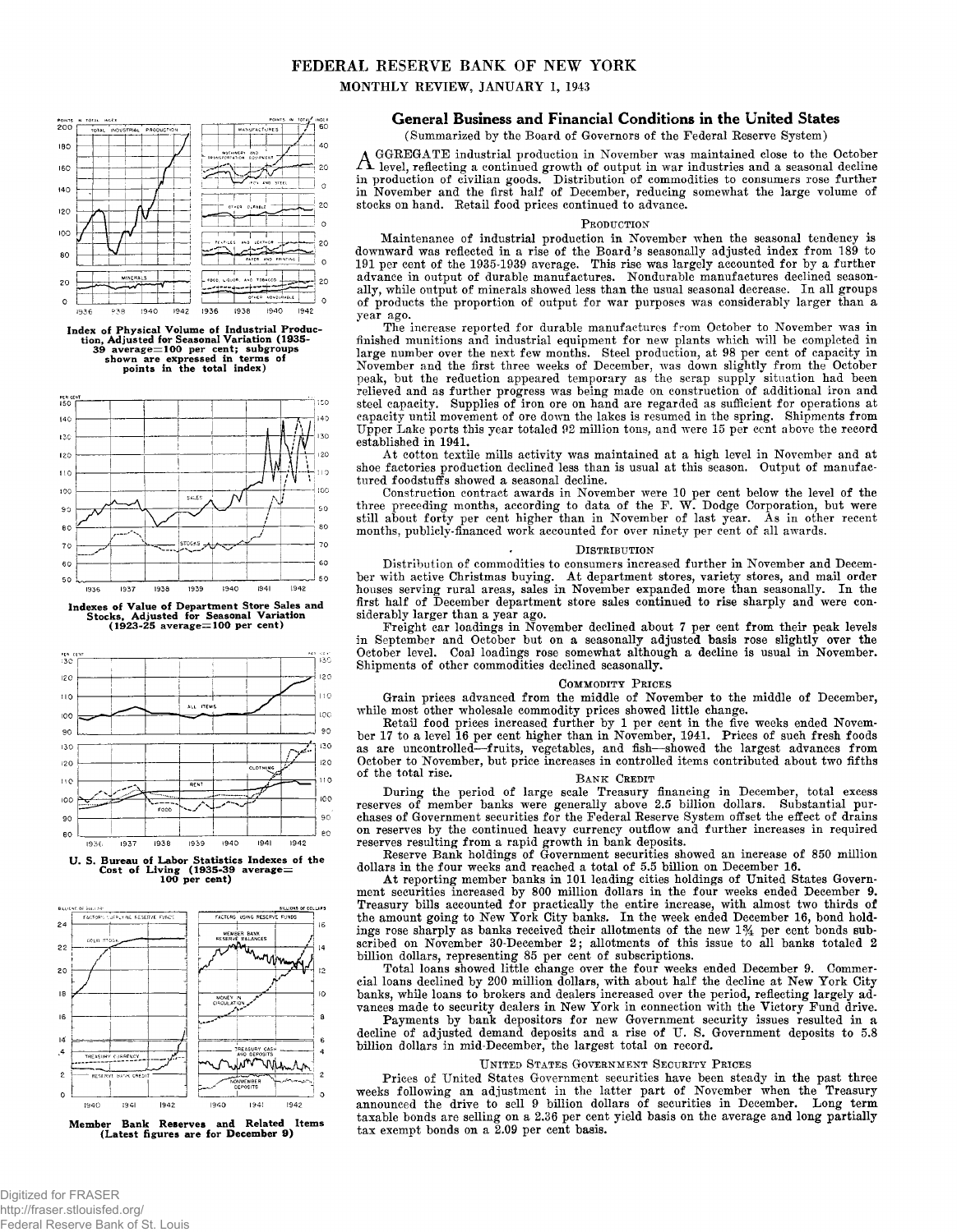# FEDERAL RESERVE BANK OF NEW YORK

MONTHLY REVIEW, JANUARY 1, 1943

POINTS IN TOTAL INDEX

TOTAL INDUSTRIAL PRODUCTION

MANUFACTURES

MACHINERY AND TRANSPORTATION EQUIPMENT

IRON AND STEEL

OTHER DURABLE

TEXTILES AND LEATHER

PAPER AND PRINTING

MINERALS

FOOD, LIQUOR, AND TOBACCO

OTHER NONDURABLE

1936 1938 1940 1942 1936 1938 1940 1942

**Index of Physical Volume of Industrial Production, Adjusted for Seasonal Variation (1935-39 average=100 per cent; subgroups shown are expressed in terms of points in the total index)**

PER CENT

SALES

STOCKS

1936 1937 1938 1939 1940 1941 1942

**Indexes of Value of Department Store Sales and Stocks, Adjusted for Seasonal Variation (1923-25 average=100 per cent)**

PER CENT

ALL ITEMS

CLOTHING

RENT

FOOD

1936 1937 1938 1939 1940 1941 1942

**U. S. Bureau of Labor Statistics Indexes of the Cost of Living (1935-39 average=100 per cent)**

BILLIONS OF DOLLARS

FACTORS SUPPLYING RESERVE FUNDS

GOLD STOCK

TREASURY CURRENCY

RESERVE BANK CREDIT

FACTORS USING RESERVE FUNDS

MEMBER BANK RESERVE BALANCES

MONEY IN CIRCULATION

TREASURY CASH AND DEPOSITS

NONMEMBER DEPOSITS

1940 1941 1942 1940 1941 1942

**Member Bank Reserves and Related Items (Latest figures are for December 9)**

## General Business and Financial Conditions in the United States

(Summarized by the Board of Governors of the Federal Reserve System)

AGGREGATE industrial production in November was maintained close to the October level, reflecting a continued growth of output in war industries and a seasonal decline in production of civilian goods. Distribution of commodities to consumers rose further in November and the first half of December, reducing somewhat the large volume of stocks on hand. Retail food prices continued to advance.

### PRODUCTION

Maintenance of industrial production in November when the seasonal tendency is downward was reflected in a rise of the Board's seasonally adjusted index from 189 to 191 per cent of the 1935-1939 average. This rise was largely accounted for by a further advance in output of durable manufactures. Nondurable manufactures declined seasonally, while output of minerals showed less than the usual seasonal decrease. In all groups of products the proportion of output for war purposes was considerably larger than a year ago.

The increase reported for durable manufactures from October to November was in finished munitions and industrial equipment for new plants which will be completed in large number over the next few months. Steel production, at 98 per cent of capacity in November and the first three weeks of December, was down slightly from the October peak, but the reduction appeared temporary as the scrap supply situation had been relieved and as further progress was being made on construction of additional iron and steel capacity. Supplies of iron ore on hand are regarded as sufficient for operations at capacity until movement of ore down the lakes is resumed in the spring. Shipments from Upper Lake ports this year totaled 92 million tons, and were 15 per cent above the record established in 1941.

At cotton textile mills activity was maintained at a high level in November and at shoe factories production declined less than is usual at this season. Output of manufactured foodstuffs showed a seasonal decline.

Construction contract awards in November were 10 per cent below the level of the three preceding months, according to data of the F. W. Dodge Corporation, but were still about forty per cent higher than in November of last year. As in other recent months, publicly-financed work accounted for over ninety per cent of all awards.

### DISTRIBUTION

Distribution of commodities to consumers increased further in November and December with active Christmas buying. At department stores, variety stores, and mail order houses serving rural areas, sales in November expanded more than seasonally. In the first half of December department store sales continued to rise sharply and were considerably larger than a year ago.

Freight car loadings in November declined about 7 per cent from their peak levels in September and October but on a seasonally adjusted basis rose slightly over the October level. Coal loadings rose somewhat although a decline is usual in November. Shipments of other commodities declined seasonally.

### COMMODITY PRICES

Grain prices advanced from the middle of November to the middle of December, while most other wholesale commodity prices showed little change.

Retail food prices increased further by 1 per cent in the five weeks ended November 17 to a level 16 per cent higher than in November, 1941. Prices of such fresh foods as are uncontrolled—fruits, vegetables, and fish—showed the largest advances from October to November, but price increases in controlled items contributed about two fifths of the total rise.

### BANK CREDIT

During the period of large scale Treasury financing in December, total excess reserves of member banks were generally above 2.5 billion dollars. Substantial purchases of Government securities for the Federal Reserve System offset the effect of drains on reserves by the continued heavy currency outflow and further increases in required reserves resulting from a rapid growth in bank deposits.

Reserve Bank holdings of Government securities showed an increase of 850 million dollars in the four weeks and reached a total of 5.5 billion on December 16.

At reporting member banks in 101 leading cities holdings of United States Government securities increased by 800 million dollars in the four weeks ended December 9. Treasury bills accounted for practically the entire increase, with almost two thirds of the amount going to New York City banks. In the week ended December 16, bond holdings rose sharply as banks received their allotments of the new 1¾ per cent bonds subscribed on November 30-December 2; allotments of this issue to all banks totaled 2 billion dollars, representing 85 per cent of subscriptions.

Total loans showed little change over the four weeks ended December 9. Commercial loans declined by 200 million dollars, with about half the decline at New York City banks, while loans to brokers and dealers increased over the period, reflecting largely advances made to security dealers in New York in connection with the Victory Fund drive.

Payments by bank depositors for new Government security issues resulted in a decline of adjusted demand deposits and a rise of U. S. Government deposits to 5.8 billion dollars in mid-December, the largest total on record.

### UNITED STATES GOVERNMENT SECURITY PRICES

Prices of United States Government securities have been steady in the past three weeks following an adjustment in the latter part of November when the Treasury announced the drive to sell 9 billion dollars of securities in December. Long term taxable bonds are selling on a 2.36 per cent yield basis on the average and long partially tax exempt bonds on a 2.09 per cent basis.